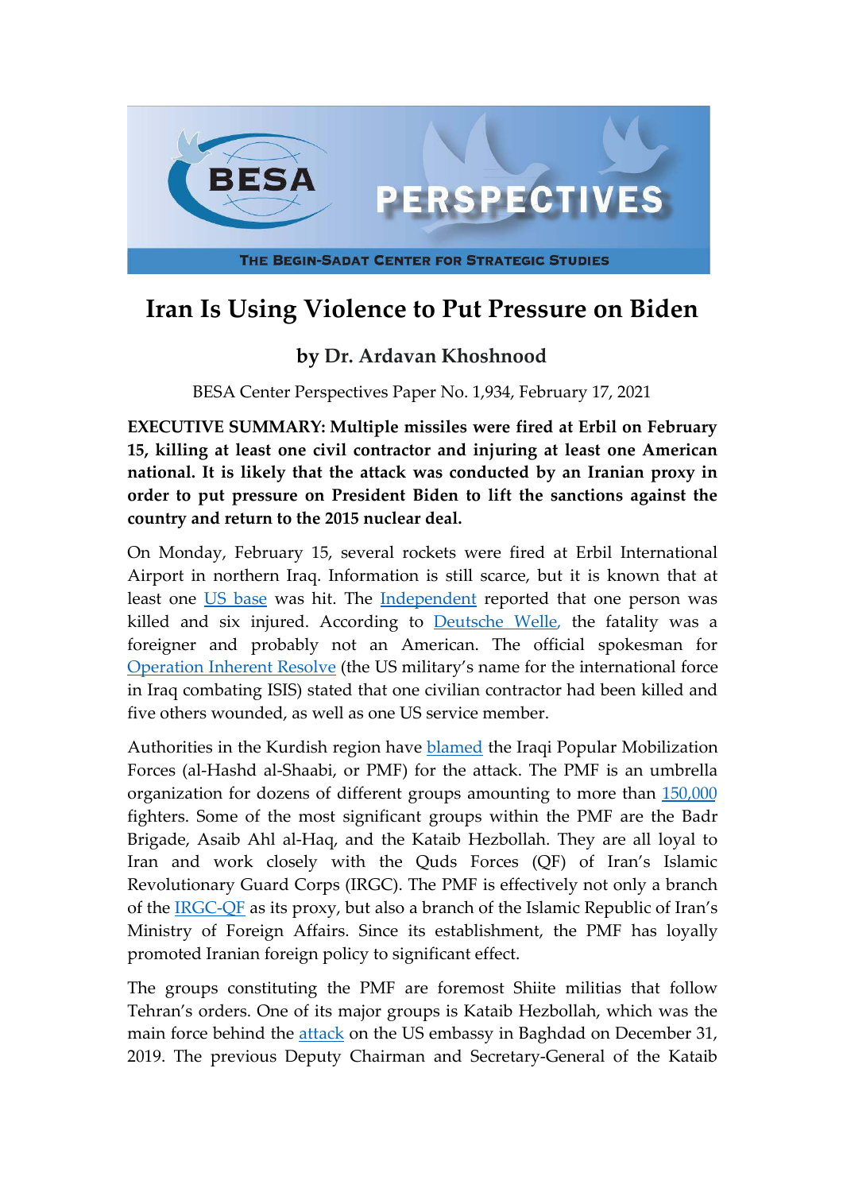# Iran Is Using Violence to Put Pressure on Biden

### by Dr. Ardavan Khoshnood

BESA Center Perspectives Paper No. 1,934, February 17, 2021

**EXECUTIVE SUMMARY: Multiple missiles were fired at Erbil on February 15, killing at least one civil contractor and injuring at least one American national. It is likely that the attack was conducted by an Iranian proxy in order to put pressure on President Biden to lift the sanctions against the country and return to the 2015 nuclear deal.**

On Monday, February 15, several rockets were fired at Erbil International Airport in northern Iraq. Information is still scarce, but it is known that at least one US base was hit. The Independent reported that one person was killed and six injured. According to Deutsche Welle, the fatality was a foreigner and probably not an American. The official spokesman for Operation Inherent Resolve (the US military's name for the international force in Iraq combating ISIS) stated that one civilian contractor had been killed and five others wounded, as well as one US service member.

Authorities in the Kurdish region have blamed the Iraqi Popular Mobilization Forces (al-Hashd al-Shaabi, or PMF) for the attack. The PMF is an umbrella organization for dozens of different groups amounting to more than 150,000 fighters. Some of the most significant groups within the PMF are the Badr Brigade, Asaib Ahl al-Haq, and the Kataib Hezbollah. They are all loyal to Iran and work closely with the Quds Forces (QF) of Iran's Islamic Revolutionary Guard Corps (IRGC). The PMF is effectively not only a branch of the IRGC-QF as its proxy, but also a branch of the Islamic Republic of Iran's Ministry of Foreign Affairs. Since its establishment, the PMF has loyally promoted Iranian foreign policy to significant effect.

The groups constituting the PMF are foremost Shiite militias that follow Tehran's orders. One of its major groups is Kataib Hezbollah, which was the main force behind the attack on the US embassy in Baghdad on December 31, 2019. The previous Deputy Chairman and Secretary-General of the Kataib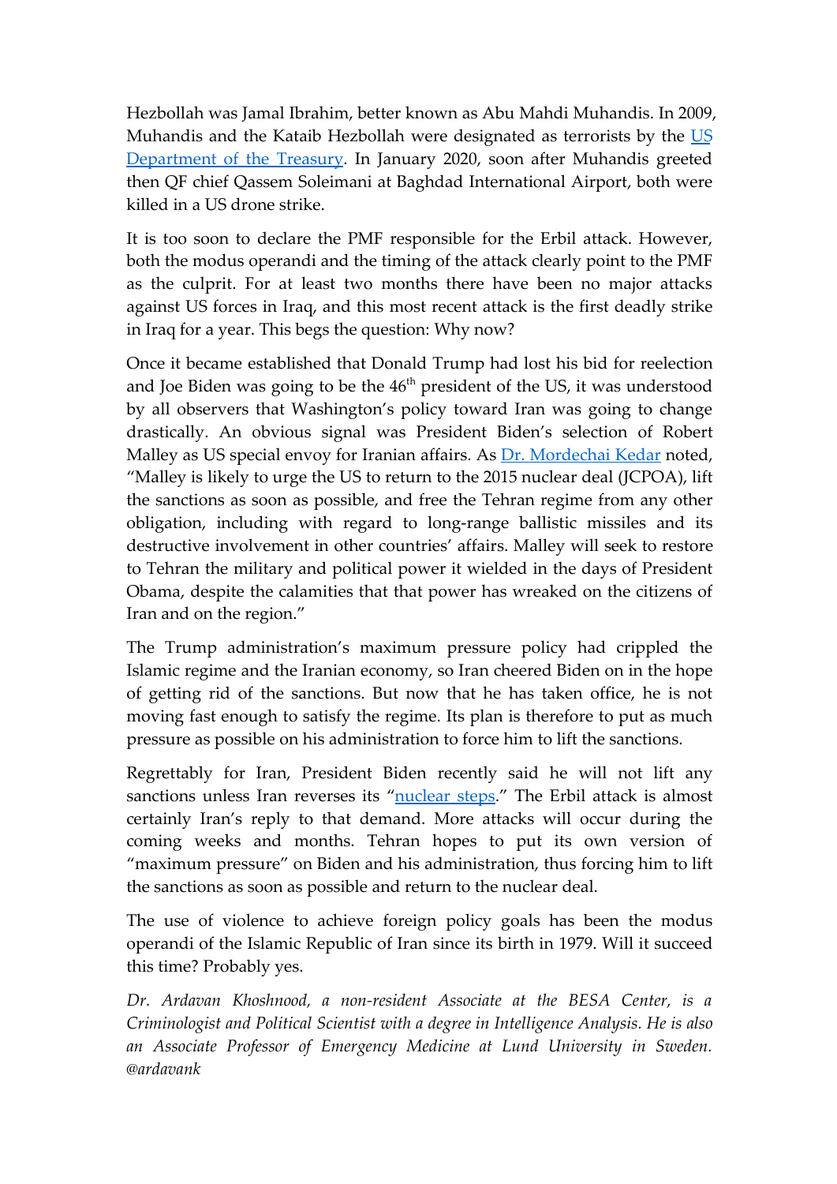Hezbollah was Jamal Ibrahim, better known as Abu Mahdi Muhandis. In 2009, Muhandis and the Kataib Hezbollah were designated as terrorists by the [US Department of the Treasury](). In January 2020, soon after Muhandis greeted then QF chief Qassem Soleimani at Baghdad International Airport, both were killed in a US drone strike.

It is too soon to declare the PMF responsible for the Erbil attack. However, both the modus operandi and the timing of the attack clearly point to the PMF as the culprit. For at least two months there have been no major attacks against US forces in Iraq, and this most recent attack is the first deadly strike in Iraq for a year. This begs the question: Why now?

Once it became established that Donald Trump had lost his bid for reelection and Joe Biden was going to be the 46th president of the US, it was understood by all observers that Washington's policy toward Iran was going to change drastically. An obvious signal was President Biden's selection of Robert Malley as US special envoy for Iranian affairs. As [Dr. Mordechai Kedar]() noted, "Malley is likely to urge the US to return to the 2015 nuclear deal (JCPOA), lift the sanctions as soon as possible, and free the Tehran regime from any other obligation, including with regard to long-range ballistic missiles and its destructive involvement in other countries' affairs. Malley will seek to restore to Tehran the military and political power it wielded in the days of President Obama, despite the calamities that that power has wreaked on the citizens of Iran and on the region."

The Trump administration's maximum pressure policy had crippled the Islamic regime and the Iranian economy, so Iran cheered Biden on in the hope of getting rid of the sanctions. But now that he has taken office, he is not moving fast enough to satisfy the regime. Its plan is therefore to put as much pressure as possible on his administration to force him to lift the sanctions.

Regrettably for Iran, President Biden recently said he will not lift any sanctions unless Iran reverses its "[nuclear steps]()." The Erbil attack is almost certainly Iran's reply to that demand. More attacks will occur during the coming weeks and months. Tehran hopes to put its own version of "maximum pressure" on Biden and his administration, thus forcing him to lift the sanctions as soon as possible and return to the nuclear deal.

The use of violence to achieve foreign policy goals has been the modus operandi of the Islamic Republic of Iran since its birth in 1979. Will it succeed this time? Probably yes.

*Dr. Ardavan Khoshnood, a non-resident Associate at the BESA Center, is a Criminologist and Political Scientist with a degree in Intelligence Analysis. He is also an Associate Professor of Emergency Medicine at Lund University in Sweden. @ardavank*